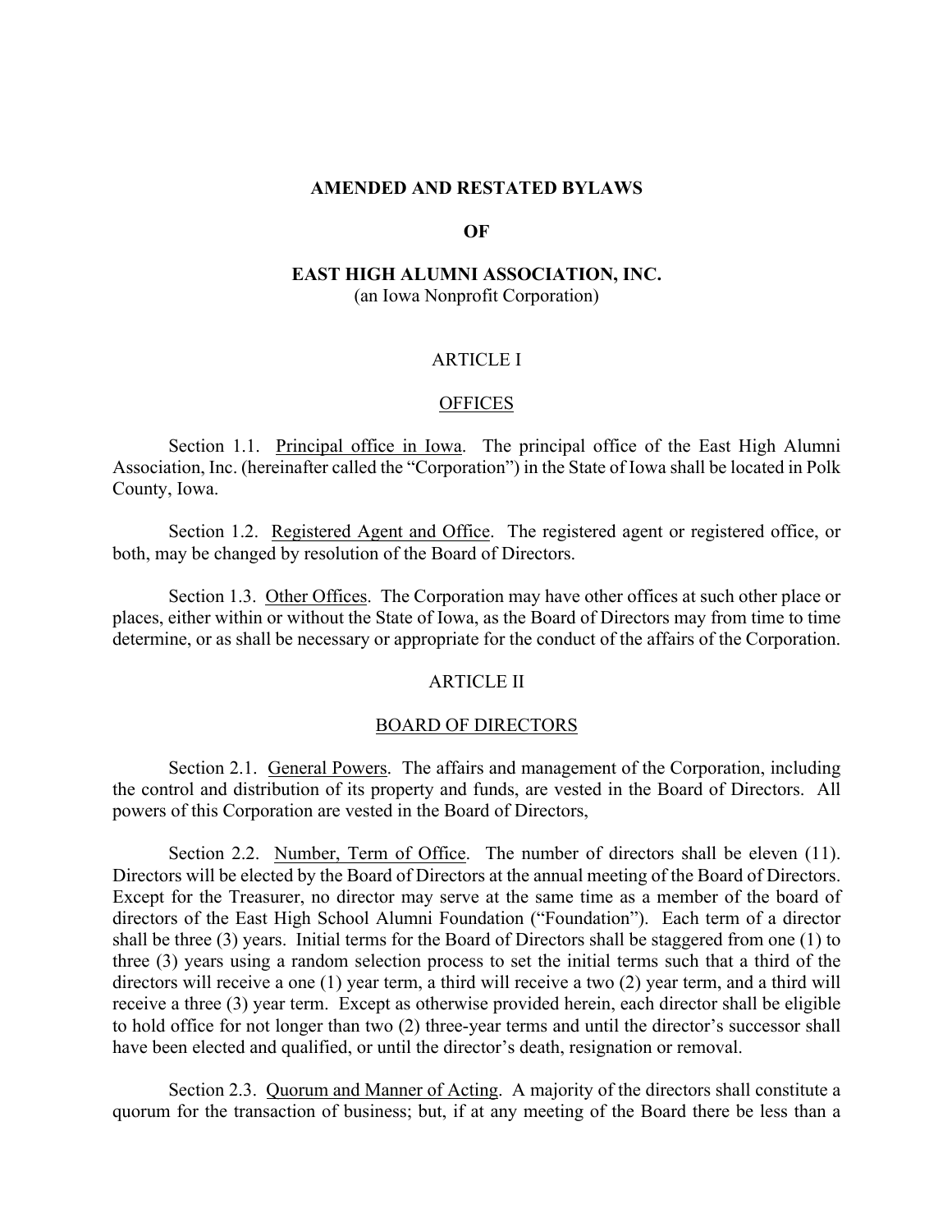**AMENDED AND RESTATED BYLAWS**

**OF**

**EAST HIGH ALUMNI ASSOCIATION, INC.**
(an Iowa Nonprofit Corporation)

ARTICLE I

OFFICES

Section 1.1. Principal office in Iowa. The principal office of the East High Alumni Association, Inc. (hereinafter called the "Corporation") in the State of Iowa shall be located in Polk County, Iowa.

Section 1.2. Registered Agent and Office. The registered agent or registered office, or both, may be changed by resolution of the Board of Directors.

Section 1.3. Other Offices. The Corporation may have other offices at such other place or places, either within or without the State of Iowa, as the Board of Directors may from time to time determine, or as shall be necessary or appropriate for the conduct of the affairs of the Corporation.

ARTICLE II

BOARD OF DIRECTORS

Section 2.1. General Powers. The affairs and management of the Corporation, including the control and distribution of its property and funds, are vested in the Board of Directors. All powers of this Corporation are vested in the Board of Directors,

Section 2.2. Number, Term of Office. The number of directors shall be eleven (11). Directors will be elected by the Board of Directors at the annual meeting of the Board of Directors. Except for the Treasurer, no director may serve at the same time as a member of the board of directors of the East High School Alumni Foundation ("Foundation"). Each term of a director shall be three (3) years. Initial terms for the Board of Directors shall be staggered from one (1) to three (3) years using a random selection process to set the initial terms such that a third of the directors will receive a one (1) year term, a third will receive a two (2) year term, and a third will receive a three (3) year term. Except as otherwise provided herein, each director shall be eligible to hold office for not longer than two (2) three-year terms and until the director's successor shall have been elected and qualified, or until the director's death, resignation or removal.

Section 2.3. Quorum and Manner of Acting. A majority of the directors shall constitute a quorum for the transaction of business; but, if at any meeting of the Board there be less than a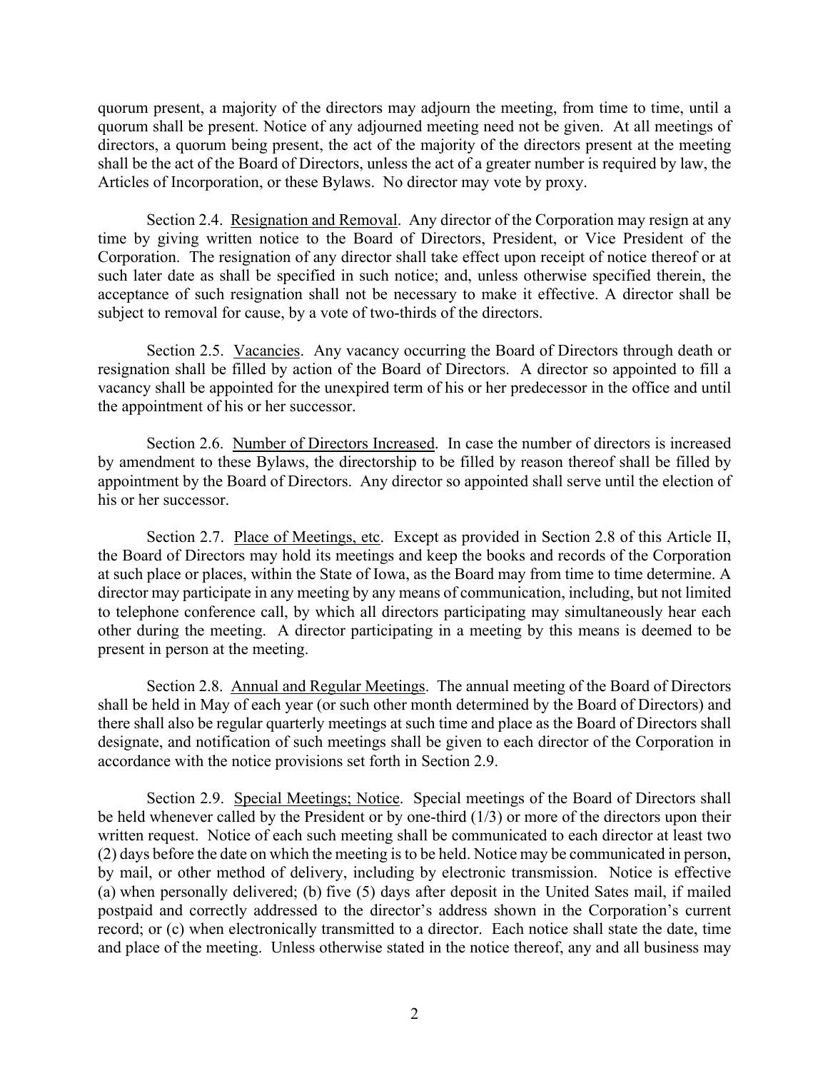quorum present, a majority of the directors may adjourn the meeting, from time to time, until a quorum shall be present. Notice of any adjourned meeting need not be given. At all meetings of directors, a quorum being present, the act of the majority of the directors present at the meeting shall be the act of the Board of Directors, unless the act of a greater number is required by law, the Articles of Incorporation, or these Bylaws. No director may vote by proxy.

Section 2.4. Resignation and Removal. Any director of the Corporation may resign at any time by giving written notice to the Board of Directors, President, or Vice President of the Corporation. The resignation of any director shall take effect upon receipt of notice thereof or at such later date as shall be specified in such notice; and, unless otherwise specified therein, the acceptance of such resignation shall not be necessary to make it effective. A director shall be subject to removal for cause, by a vote of two-thirds of the directors.

Section 2.5. Vacancies. Any vacancy occurring the Board of Directors through death or resignation shall be filled by action of the Board of Directors. A director so appointed to fill a vacancy shall be appointed for the unexpired term of his or her predecessor in the office and until the appointment of his or her successor.

Section 2.6. Number of Directors Increased. In case the number of directors is increased by amendment to these Bylaws, the directorship to be filled by reason thereof shall be filled by appointment by the Board of Directors. Any director so appointed shall serve until the election of his or her successor.

Section 2.7. Place of Meetings, etc. Except as provided in Section 2.8 of this Article II, the Board of Directors may hold its meetings and keep the books and records of the Corporation at such place or places, within the State of Iowa, as the Board may from time to time determine. A director may participate in any meeting by any means of communication, including, but not limited to telephone conference call, by which all directors participating may simultaneously hear each other during the meeting. A director participating in a meeting by this means is deemed to be present in person at the meeting.

Section 2.8. Annual and Regular Meetings. The annual meeting of the Board of Directors shall be held in May of each year (or such other month determined by the Board of Directors) and there shall also be regular quarterly meetings at such time and place as the Board of Directors shall designate, and notification of such meetings shall be given to each director of the Corporation in accordance with the notice provisions set forth in Section 2.9.

Section 2.9. Special Meetings; Notice. Special meetings of the Board of Directors shall be held whenever called by the President or by one-third (1/3) or more of the directors upon their written request. Notice of each such meeting shall be communicated to each director at least two (2) days before the date on which the meeting is to be held. Notice may be communicated in person, by mail, or other method of delivery, including by electronic transmission. Notice is effective (a) when personally delivered; (b) five (5) days after deposit in the United Sates mail, if mailed postpaid and correctly addressed to the director's address shown in the Corporation's current record; or (c) when electronically transmitted to a director. Each notice shall state the date, time and place of the meeting. Unless otherwise stated in the notice thereof, any and all business may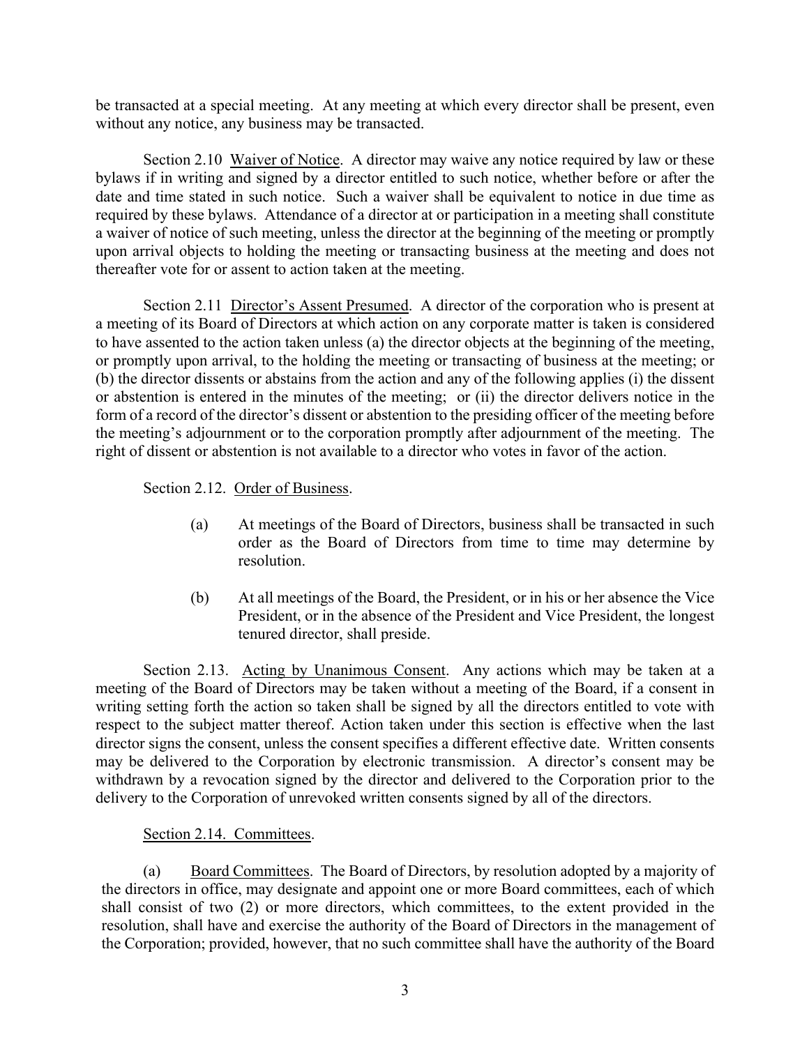be transacted at a special meeting. At any meeting at which every director shall be present, even without any notice, any business may be transacted.

Section 2.10 Waiver of Notice. A director may waive any notice required by law or these bylaws if in writing and signed by a director entitled to such notice, whether before or after the date and time stated in such notice. Such a waiver shall be equivalent to notice in due time as required by these bylaws. Attendance of a director at or participation in a meeting shall constitute a waiver of notice of such meeting, unless the director at the beginning of the meeting or promptly upon arrival objects to holding the meeting or transacting business at the meeting and does not thereafter vote for or assent to action taken at the meeting.

Section 2.11 Director's Assent Presumed. A director of the corporation who is present at a meeting of its Board of Directors at which action on any corporate matter is taken is considered to have assented to the action taken unless (a) the director objects at the beginning of the meeting, or promptly upon arrival, to the holding the meeting or transacting of business at the meeting; or (b) the director dissents or abstains from the action and any of the following applies (i) the dissent or abstention is entered in the minutes of the meeting; or (ii) the director delivers notice in the form of a record of the director's dissent or abstention to the presiding officer of the meeting before the meeting's adjournment or to the corporation promptly after adjournment of the meeting. The right of dissent or abstention is not available to a director who votes in favor of the action.

Section 2.12. Order of Business.

(a) At meetings of the Board of Directors, business shall be transacted in such order as the Board of Directors from time to time may determine by resolution.

(b) At all meetings of the Board, the President, or in his or her absence the Vice President, or in the absence of the President and Vice President, the longest tenured director, shall preside.

Section 2.13. Acting by Unanimous Consent. Any actions which may be taken at a meeting of the Board of Directors may be taken without a meeting of the Board, if a consent in writing setting forth the action so taken shall be signed by all the directors entitled to vote with respect to the subject matter thereof. Action taken under this section is effective when the last director signs the consent, unless the consent specifies a different effective date. Written consents may be delivered to the Corporation by electronic transmission. A director's consent may be withdrawn by a revocation signed by the director and delivered to the Corporation prior to the delivery to the Corporation of unrevoked written consents signed by all of the directors.

Section 2.14. Committees.

(a) Board Committees. The Board of Directors, by resolution adopted by a majority of the directors in office, may designate and appoint one or more Board committees, each of which shall consist of two (2) or more directors, which committees, to the extent provided in the resolution, shall have and exercise the authority of the Board of Directors in the management of the Corporation; provided, however, that no such committee shall have the authority of the Board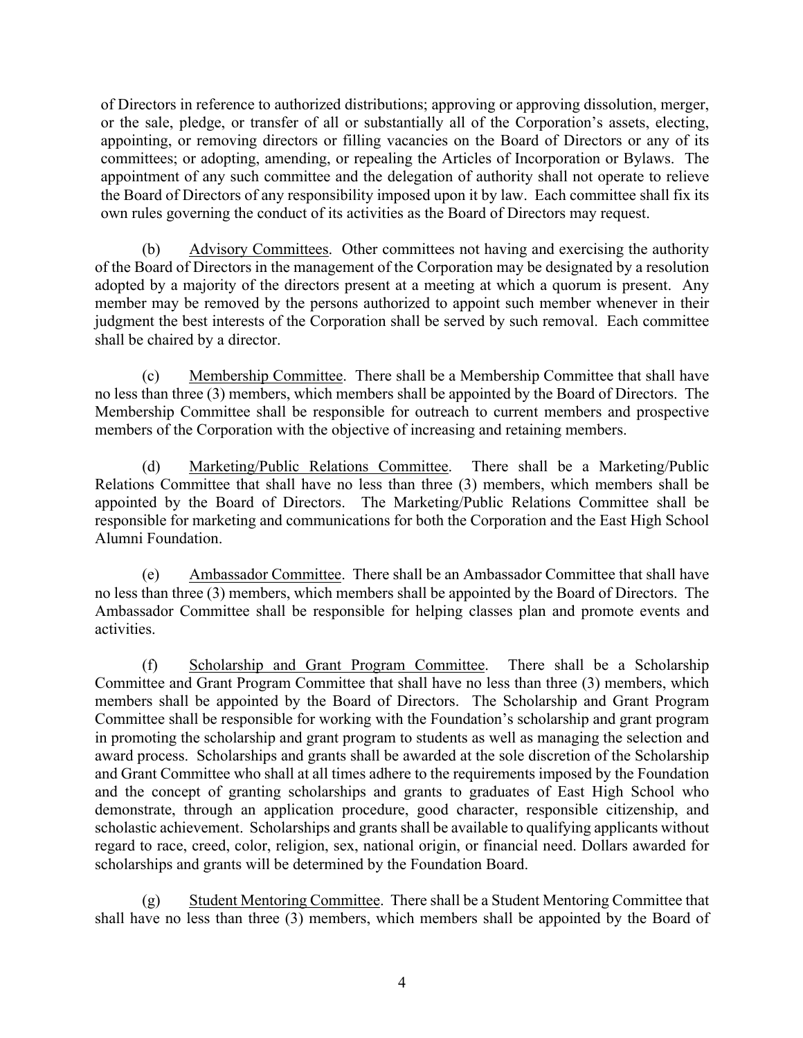of Directors in reference to authorized distributions; approving or approving dissolution, merger, or the sale, pledge, or transfer of all or substantially all of the Corporation's assets, electing, appointing, or removing directors or filling vacancies on the Board of Directors or any of its committees; or adopting, amending, or repealing the Articles of Incorporation or Bylaws. The appointment of any such committee and the delegation of authority shall not operate to relieve the Board of Directors of any responsibility imposed upon it by law. Each committee shall fix its own rules governing the conduct of its activities as the Board of Directors may request.

(b) Advisory Committees. Other committees not having and exercising the authority of the Board of Directors in the management of the Corporation may be designated by a resolution adopted by a majority of the directors present at a meeting at which a quorum is present. Any member may be removed by the persons authorized to appoint such member whenever in their judgment the best interests of the Corporation shall be served by such removal. Each committee shall be chaired by a director.

(c) Membership Committee. There shall be a Membership Committee that shall have no less than three (3) members, which members shall be appointed by the Board of Directors. The Membership Committee shall be responsible for outreach to current members and prospective members of the Corporation with the objective of increasing and retaining members.

(d) Marketing/Public Relations Committee. There shall be a Marketing/Public Relations Committee that shall have no less than three (3) members, which members shall be appointed by the Board of Directors. The Marketing/Public Relations Committee shall be responsible for marketing and communications for both the Corporation and the East High School Alumni Foundation.

(e) Ambassador Committee. There shall be an Ambassador Committee that shall have no less than three (3) members, which members shall be appointed by the Board of Directors. The Ambassador Committee shall be responsible for helping classes plan and promote events and activities.

(f) Scholarship and Grant Program Committee. There shall be a Scholarship Committee and Grant Program Committee that shall have no less than three (3) members, which members shall be appointed by the Board of Directors. The Scholarship and Grant Program Committee shall be responsible for working with the Foundation's scholarship and grant program in promoting the scholarship and grant program to students as well as managing the selection and award process. Scholarships and grants shall be awarded at the sole discretion of the Scholarship and Grant Committee who shall at all times adhere to the requirements imposed by the Foundation and the concept of granting scholarships and grants to graduates of East High School who demonstrate, through an application procedure, good character, responsible citizenship, and scholastic achievement. Scholarships and grants shall be available to qualifying applicants without regard to race, creed, color, religion, sex, national origin, or financial need. Dollars awarded for scholarships and grants will be determined by the Foundation Board.

(g) Student Mentoring Committee. There shall be a Student Mentoring Committee that shall have no less than three (3) members, which members shall be appointed by the Board of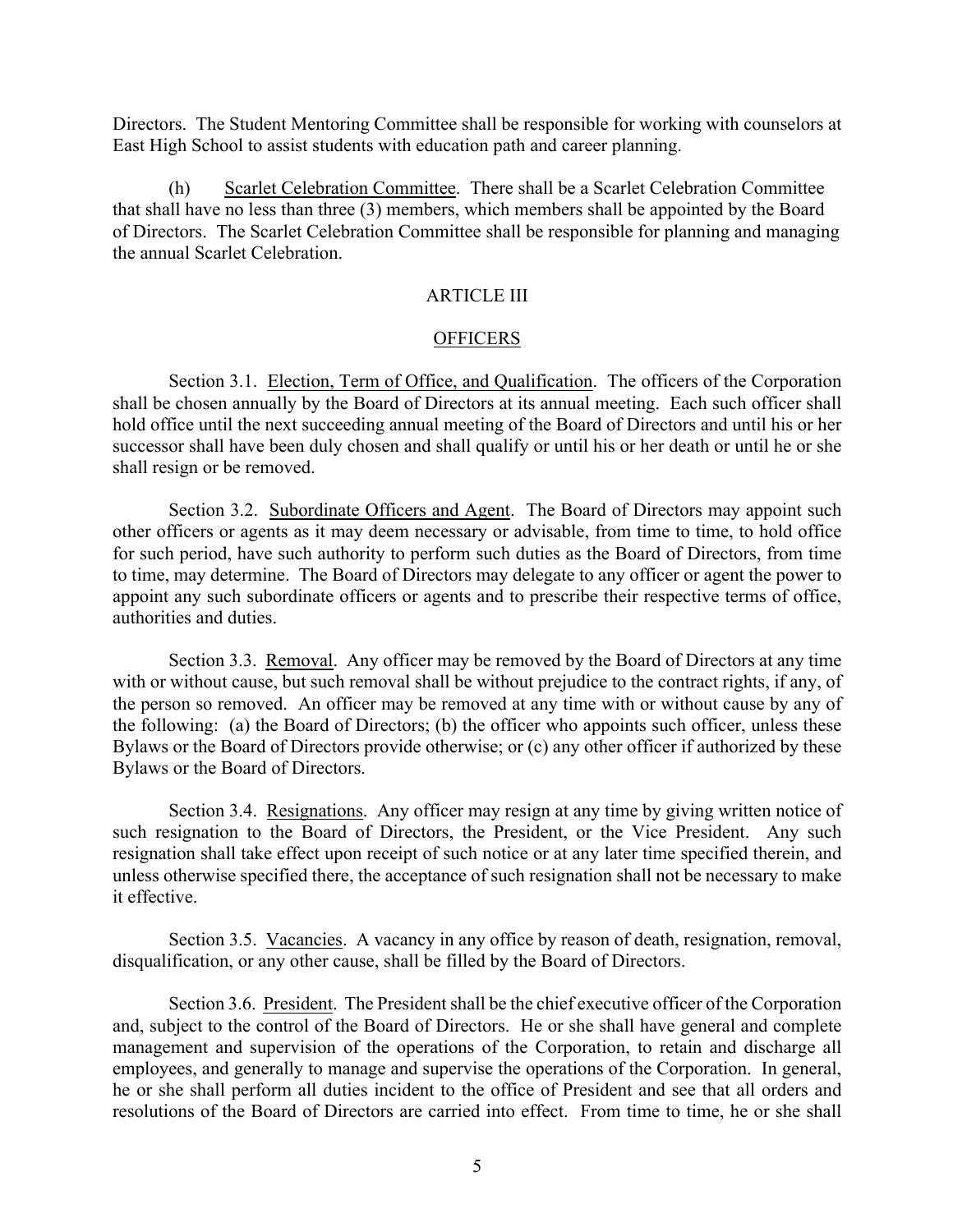Directors. The Student Mentoring Committee shall be responsible for working with counselors at East High School to assist students with education path and career planning.

(h) Scarlet Celebration Committee. There shall be a Scarlet Celebration Committee that shall have no less than three (3) members, which members shall be appointed by the Board of Directors. The Scarlet Celebration Committee shall be responsible for planning and managing the annual Scarlet Celebration.

## ARTICLE III

## OFFICERS

Section 3.1. Election, Term of Office, and Qualification. The officers of the Corporation shall be chosen annually by the Board of Directors at its annual meeting. Each such officer shall hold office until the next succeeding annual meeting of the Board of Directors and until his or her successor shall have been duly chosen and shall qualify or until his or her death or until he or she shall resign or be removed.

Section 3.2. Subordinate Officers and Agent. The Board of Directors may appoint such other officers or agents as it may deem necessary or advisable, from time to time, to hold office for such period, have such authority to perform such duties as the Board of Directors, from time to time, may determine. The Board of Directors may delegate to any officer or agent the power to appoint any such subordinate officers or agents and to prescribe their respective terms of office, authorities and duties.

Section 3.3. Removal. Any officer may be removed by the Board of Directors at any time with or without cause, but such removal shall be without prejudice to the contract rights, if any, of the person so removed. An officer may be removed at any time with or without cause by any of the following: (a) the Board of Directors; (b) the officer who appoints such officer, unless these Bylaws or the Board of Directors provide otherwise; or (c) any other officer if authorized by these Bylaws or the Board of Directors.

Section 3.4. Resignations. Any officer may resign at any time by giving written notice of such resignation to the Board of Directors, the President, or the Vice President. Any such resignation shall take effect upon receipt of such notice or at any later time specified therein, and unless otherwise specified there, the acceptance of such resignation shall not be necessary to make it effective.

Section 3.5. Vacancies. A vacancy in any office by reason of death, resignation, removal, disqualification, or any other cause, shall be filled by the Board of Directors.

Section 3.6. President. The President shall be the chief executive officer of the Corporation and, subject to the control of the Board of Directors. He or she shall have general and complete management and supervision of the operations of the Corporation, to retain and discharge all employees, and generally to manage and supervise the operations of the Corporation. In general, he or she shall perform all duties incident to the office of President and see that all orders and resolutions of the Board of Directors are carried into effect. From time to time, he or she shall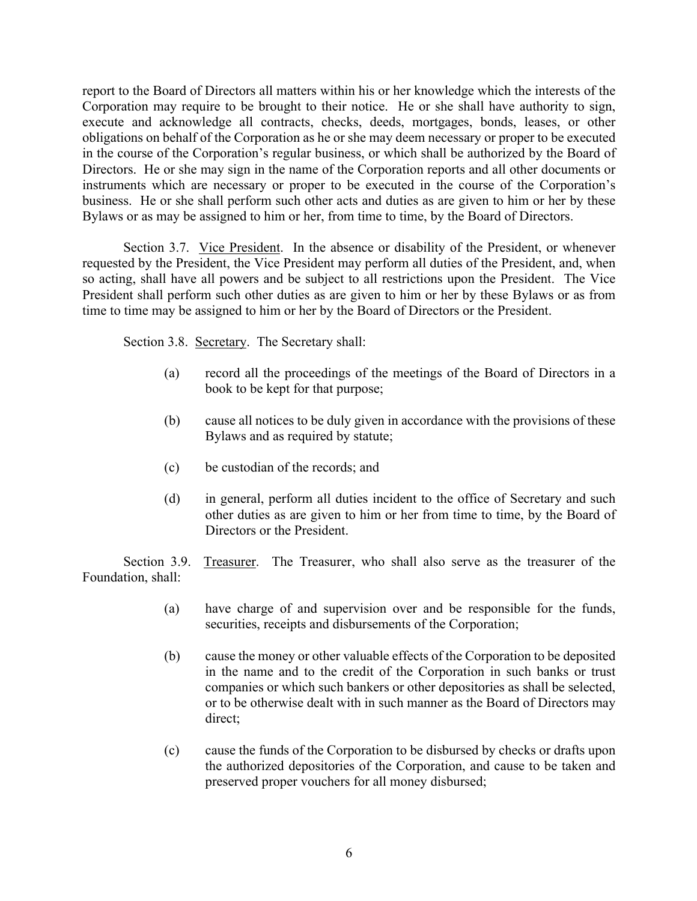report to the Board of Directors all matters within his or her knowledge which the interests of the Corporation may require to be brought to their notice. He or she shall have authority to sign, execute and acknowledge all contracts, checks, deeds, mortgages, bonds, leases, or other obligations on behalf of the Corporation as he or she may deem necessary or proper to be executed in the course of the Corporation's regular business, or which shall be authorized by the Board of Directors. He or she may sign in the name of the Corporation reports and all other documents or instruments which are necessary or proper to be executed in the course of the Corporation's business. He or she shall perform such other acts and duties as are given to him or her by these Bylaws or as may be assigned to him or her, from time to time, by the Board of Directors.

Section 3.7. Vice President. In the absence or disability of the President, or whenever requested by the President, the Vice President may perform all duties of the President, and, when so acting, shall have all powers and be subject to all restrictions upon the President. The Vice President shall perform such other duties as are given to him or her by these Bylaws or as from time to time may be assigned to him or her by the Board of Directors or the President.

Section 3.8. Secretary. The Secretary shall:

(a) record all the proceedings of the meetings of the Board of Directors in a book to be kept for that purpose;

(b) cause all notices to be duly given in accordance with the provisions of these Bylaws and as required by statute;

(c) be custodian of the records; and

(d) in general, perform all duties incident to the office of Secretary and such other duties as are given to him or her from time to time, by the Board of Directors or the President.

Section 3.9. Treasurer. The Treasurer, who shall also serve as the treasurer of the Foundation, shall:

(a) have charge of and supervision over and be responsible for the funds, securities, receipts and disbursements of the Corporation;

(b) cause the money or other valuable effects of the Corporation to be deposited in the name and to the credit of the Corporation in such banks or trust companies or which such bankers or other depositories as shall be selected, or to be otherwise dealt with in such manner as the Board of Directors may direct;

(c) cause the funds of the Corporation to be disbursed by checks or drafts upon the authorized depositories of the Corporation, and cause to be taken and preserved proper vouchers for all money disbursed;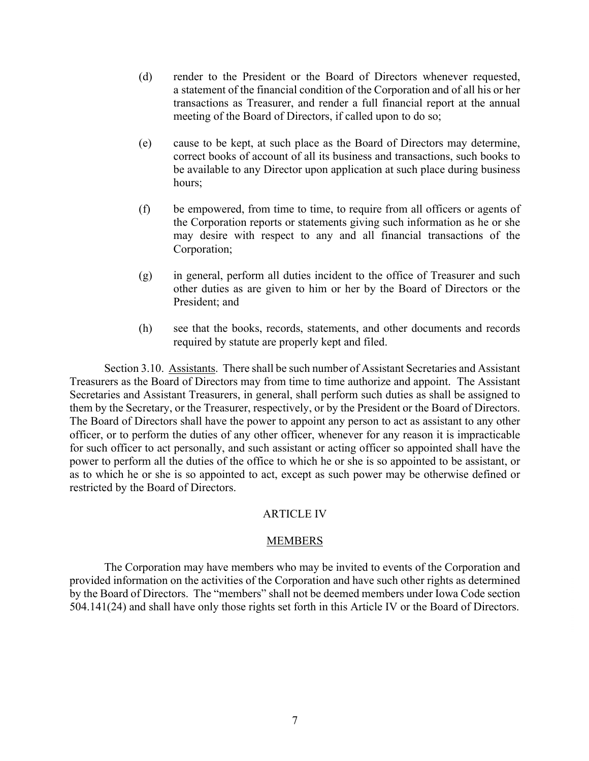(d) render to the President or the Board of Directors whenever requested, a statement of the financial condition of the Corporation and of all his or her transactions as Treasurer, and render a full financial report at the annual meeting of the Board of Directors, if called upon to do so;

(e) cause to be kept, at such place as the Board of Directors may determine, correct books of account of all its business and transactions, such books to be available to any Director upon application at such place during business hours;

(f) be empowered, from time to time, to require from all officers or agents of the Corporation reports or statements giving such information as he or she may desire with respect to any and all financial transactions of the Corporation;

(g) in general, perform all duties incident to the office of Treasurer and such other duties as are given to him or her by the Board of Directors or the President; and

(h) see that the books, records, statements, and other documents and records required by statute are properly kept and filed.

Section 3.10. Assistants. There shall be such number of Assistant Secretaries and Assistant Treasurers as the Board of Directors may from time to time authorize and appoint. The Assistant Secretaries and Assistant Treasurers, in general, shall perform such duties as shall be assigned to them by the Secretary, or the Treasurer, respectively, or by the President or the Board of Directors. The Board of Directors shall have the power to appoint any person to act as assistant to any other officer, or to perform the duties of any other officer, whenever for any reason it is impracticable for such officer to act personally, and such assistant or acting officer so appointed shall have the power to perform all the duties of the office to which he or she is so appointed to be assistant, or as to which he or she is so appointed to act, except as such power may be otherwise defined or restricted by the Board of Directors.

## ARTICLE IV

## MEMBERS

The Corporation may have members who may be invited to events of the Corporation and provided information on the activities of the Corporation and have such other rights as determined by the Board of Directors. The "members" shall not be deemed members under Iowa Code section 504.141(24) and shall have only those rights set forth in this Article IV or the Board of Directors.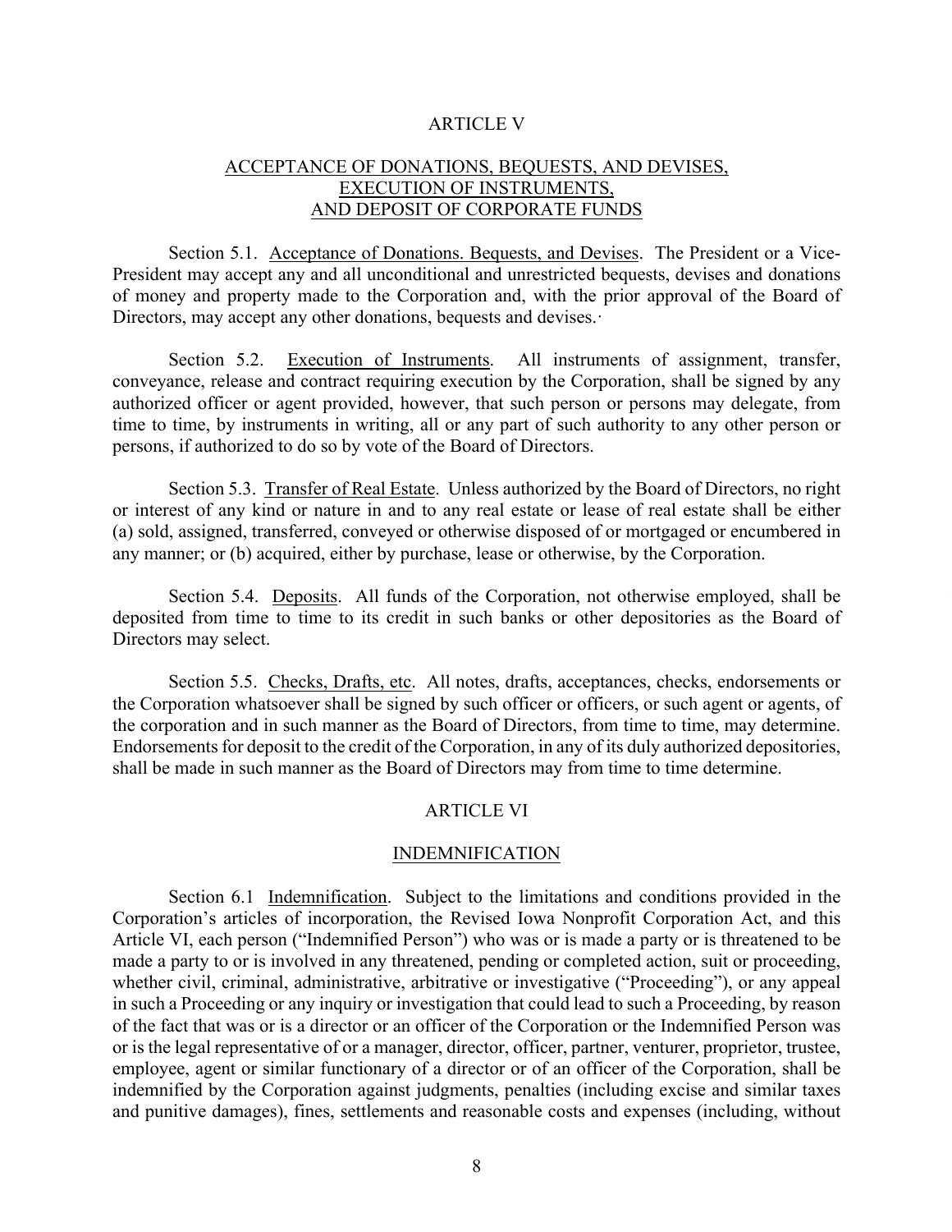## ARTICLE V

## ACCEPTANCE OF DONATIONS, BEQUESTS, AND DEVISES, EXECUTION OF INSTRUMENTS, AND DEPOSIT OF CORPORATE FUNDS

Section 5.1. Acceptance of Donations. Bequests, and Devises. The President or a Vice-President may accept any and all unconditional and unrestricted bequests, devises and donations of money and property made to the Corporation and, with the prior approval of the Board of Directors, may accept any other donations, bequests and devises.·

Section 5.2. Execution of Instruments. All instruments of assignment, transfer, conveyance, release and contract requiring execution by the Corporation, shall be signed by any authorized officer or agent provided, however, that such person or persons may delegate, from time to time, by instruments in writing, all or any part of such authority to any other person or persons, if authorized to do so by vote of the Board of Directors.

Section 5.3. Transfer of Real Estate. Unless authorized by the Board of Directors, no right or interest of any kind or nature in and to any real estate or lease of real estate shall be either (a) sold, assigned, transferred, conveyed or otherwise disposed of or mortgaged or encumbered in any manner; or (b) acquired, either by purchase, lease or otherwise, by the Corporation.

Section 5.4. Deposits. All funds of the Corporation, not otherwise employed, shall be deposited from time to time to its credit in such banks or other depositories as the Board of Directors may select.

Section 5.5. Checks, Drafts, etc. All notes, drafts, acceptances, checks, endorsements or the Corporation whatsoever shall be signed by such officer or officers, or such agent or agents, of the corporation and in such manner as the Board of Directors, from time to time, may determine. Endorsements for deposit to the credit of the Corporation, in any of its duly authorized depositories, shall be made in such manner as the Board of Directors may from time to time determine.

## ARTICLE VI

## INDEMNIFICATION

Section 6.1 Indemnification. Subject to the limitations and conditions provided in the Corporation's articles of incorporation, the Revised Iowa Nonprofit Corporation Act, and this Article VI, each person ("Indemnified Person") who was or is made a party or is threatened to be made a party to or is involved in any threatened, pending or completed action, suit or proceeding, whether civil, criminal, administrative, arbitrative or investigative ("Proceeding"), or any appeal in such a Proceeding or any inquiry or investigation that could lead to such a Proceeding, by reason of the fact that was or is a director or an officer of the Corporation or the Indemnified Person was or is the legal representative of or a manager, director, officer, partner, venturer, proprietor, trustee, employee, agent or similar functionary of a director or of an officer of the Corporation, shall be indemnified by the Corporation against judgments, penalties (including excise and similar taxes and punitive damages), fines, settlements and reasonable costs and expenses (including, without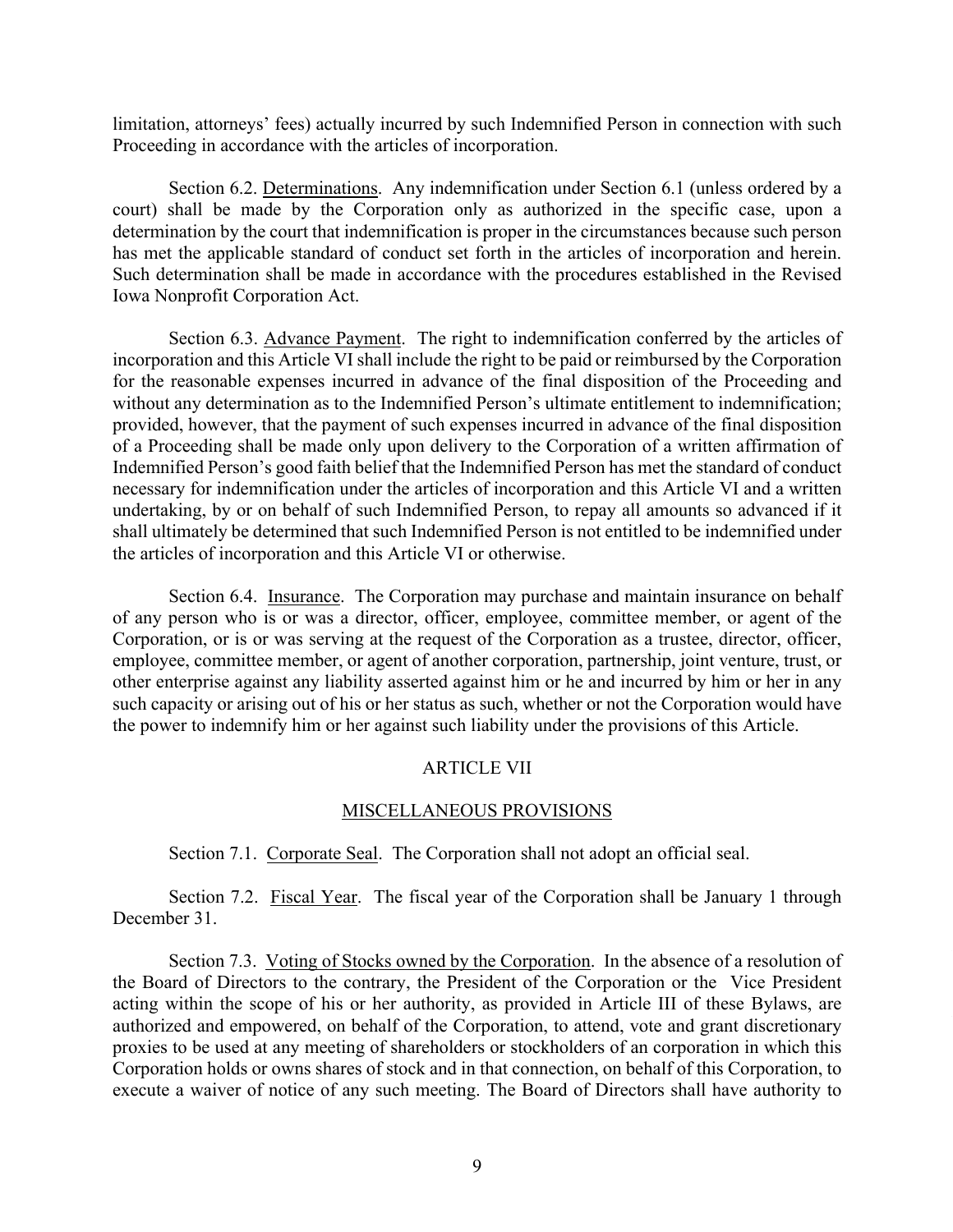limitation, attorneys' fees) actually incurred by such Indemnified Person in connection with such Proceeding in accordance with the articles of incorporation.

Section 6.2. Determinations. Any indemnification under Section 6.1 (unless ordered by a court) shall be made by the Corporation only as authorized in the specific case, upon a determination by the court that indemnification is proper in the circumstances because such person has met the applicable standard of conduct set forth in the articles of incorporation and herein. Such determination shall be made in accordance with the procedures established in the Revised Iowa Nonprofit Corporation Act.

Section 6.3. Advance Payment. The right to indemnification conferred by the articles of incorporation and this Article VI shall include the right to be paid or reimbursed by the Corporation for the reasonable expenses incurred in advance of the final disposition of the Proceeding and without any determination as to the Indemnified Person's ultimate entitlement to indemnification; provided, however, that the payment of such expenses incurred in advance of the final disposition of a Proceeding shall be made only upon delivery to the Corporation of a written affirmation of Indemnified Person's good faith belief that the Indemnified Person has met the standard of conduct necessary for indemnification under the articles of incorporation and this Article VI and a written undertaking, by or on behalf of such Indemnified Person, to repay all amounts so advanced if it shall ultimately be determined that such Indemnified Person is not entitled to be indemnified under the articles of incorporation and this Article VI or otherwise.

Section 6.4. Insurance. The Corporation may purchase and maintain insurance on behalf of any person who is or was a director, officer, employee, committee member, or agent of the Corporation, or is or was serving at the request of the Corporation as a trustee, director, officer, employee, committee member, or agent of another corporation, partnership, joint venture, trust, or other enterprise against any liability asserted against him or he and incurred by him or her in any such capacity or arising out of his or her status as such, whether or not the Corporation would have the power to indemnify him or her against such liability under the provisions of this Article.

## ARTICLE VII

## MISCELLANEOUS PROVISIONS

Section 7.1. Corporate Seal. The Corporation shall not adopt an official seal.

Section 7.2. Fiscal Year. The fiscal year of the Corporation shall be January 1 through December 31.

Section 7.3. Voting of Stocks owned by the Corporation. In the absence of a resolution of the Board of Directors to the contrary, the President of the Corporation or the Vice President acting within the scope of his or her authority, as provided in Article III of these Bylaws, are authorized and empowered, on behalf of the Corporation, to attend, vote and grant discretionary proxies to be used at any meeting of shareholders or stockholders of an corporation in which this Corporation holds or owns shares of stock and in that connection, on behalf of this Corporation, to execute a waiver of notice of any such meeting. The Board of Directors shall have authority to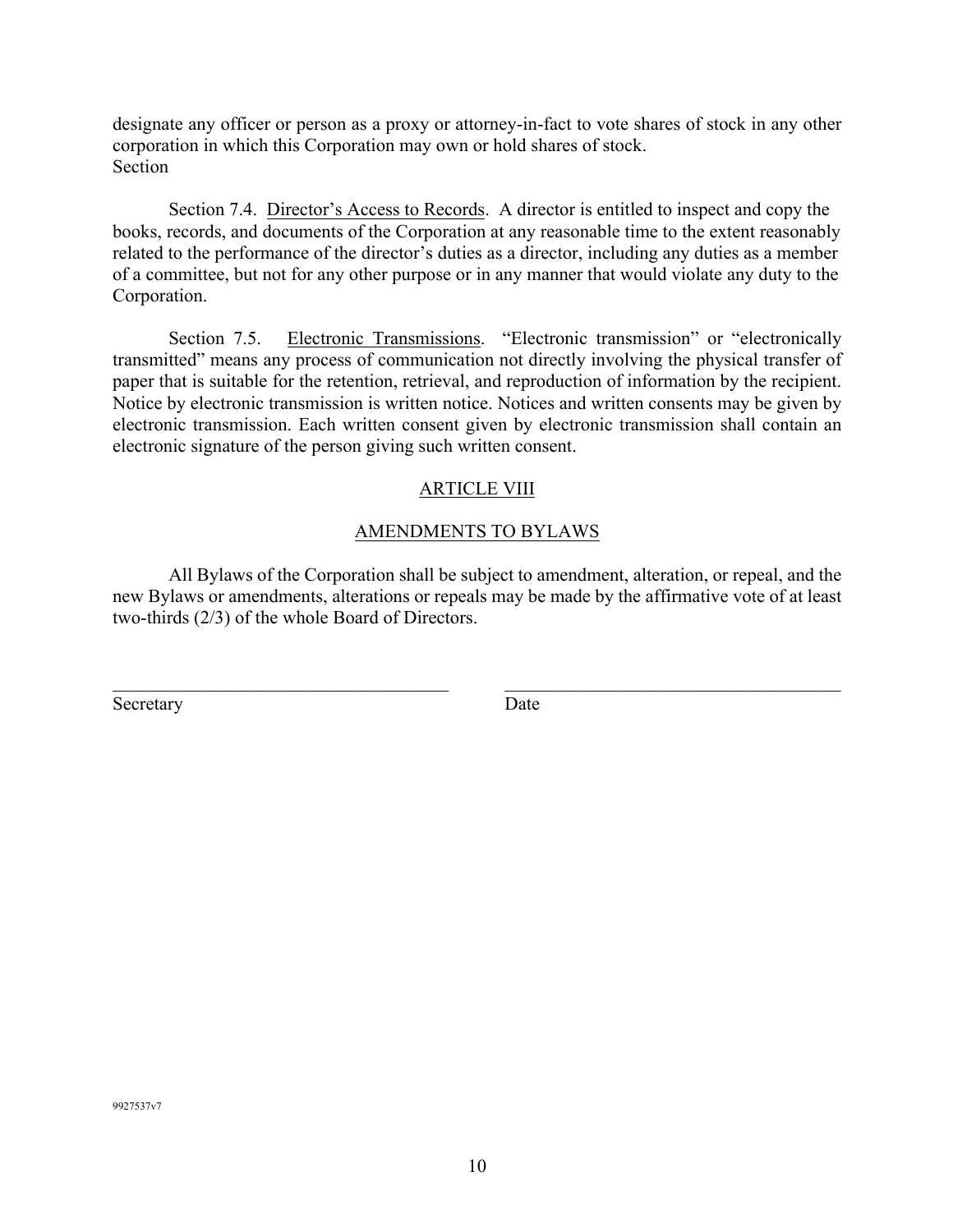designate any officer or person as a proxy or attorney-in-fact to vote shares of stock in any other corporation in which this Corporation may own or hold shares of stock.
Section

Section 7.4. Director's Access to Records. A director is entitled to inspect and copy the books, records, and documents of the Corporation at any reasonable time to the extent reasonably related to the performance of the director's duties as a director, including any duties as a member of a committee, but not for any other purpose or in any manner that would violate any duty to the Corporation.

Section 7.5. Electronic Transmissions. "Electronic transmission" or "electronically transmitted" means any process of communication not directly involving the physical transfer of paper that is suitable for the retention, retrieval, and reproduction of information by the recipient. Notice by electronic transmission is written notice. Notices and written consents may be given by electronic transmission. Each written consent given by electronic transmission shall contain an electronic signature of the person giving such written consent.

## ARTICLE VIII

## AMENDMENTS TO BYLAWS

All Bylaws of the Corporation shall be subject to amendment, alteration, or repeal, and the new Bylaws or amendments, alterations or repeals may be made by the affirmative vote of at least two-thirds (2/3) of the whole Board of Directors.

\_\_\_\_\_\_\_\_\_\_\_\_\_\_\_\_\_\_\_\_\_\_\_\_\_\_\_\_\_\_\_\_\_\_\_\_\_ \_\_\_\_\_\_\_\_\_\_\_\_\_\_\_\_\_\_\_\_\_\_\_\_\_\_\_\_\_\_\_\_\_\_\_\_\_
Secretary Date

9927537v7